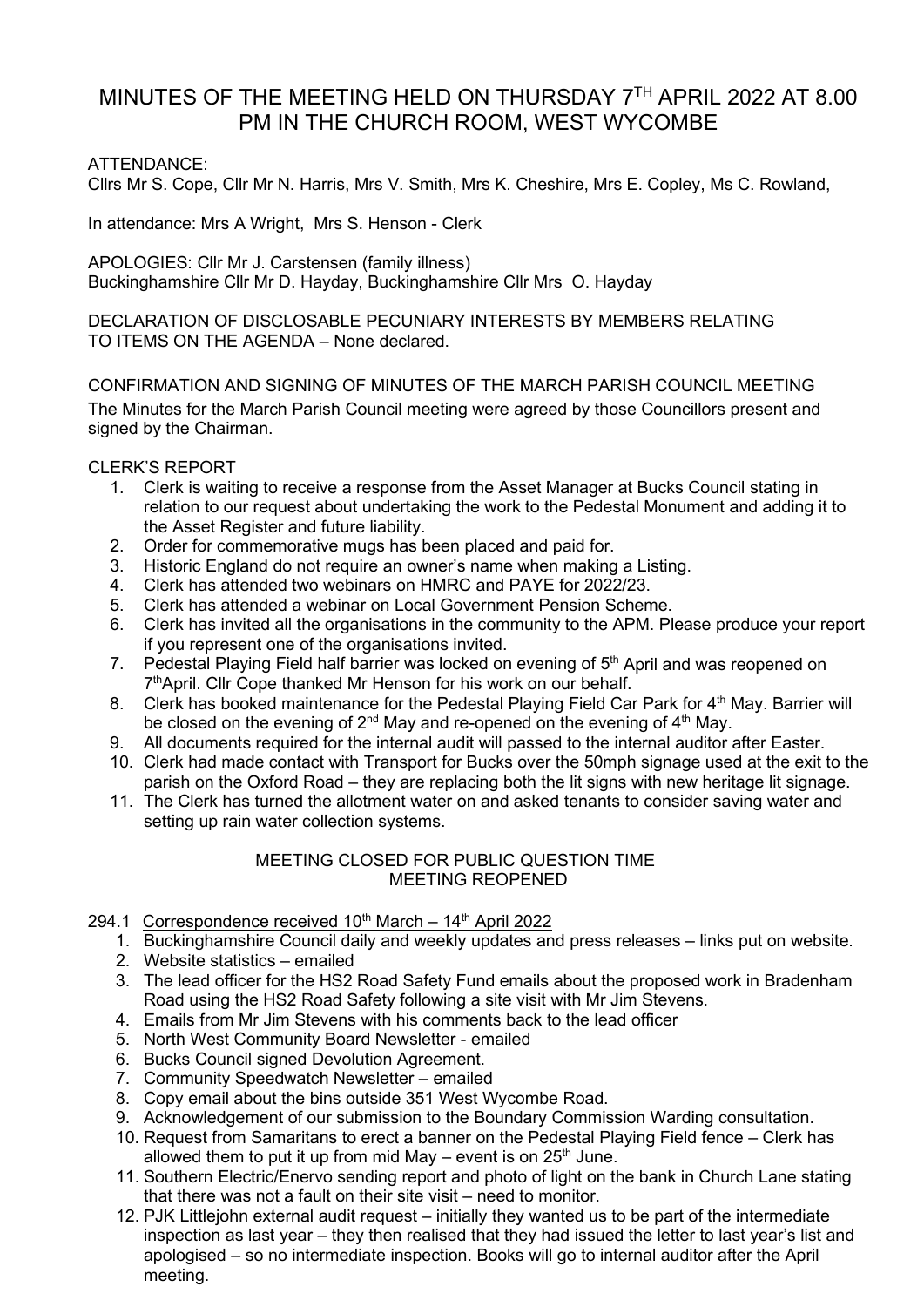# MINUTES OF THE MEETING HELD ON THURSDAY 7TH APRIL 2022 AT 8.00 PM IN THE CHURCH ROOM, WEST WYCOMBE

ATTENDANCE:
Cllrs Mr S. Cope, Cllr Mr N. Harris, Mrs V. Smith, Mrs K. Cheshire, Mrs E. Copley, Ms C. Rowland,

In attendance: Mrs A Wright, Mrs S. Henson - Clerk

APOLOGIES: Cllr Mr J. Carstensen (family illness)
Buckinghamshire Cllr Mr D. Hayday, Buckinghamshire Cllr Mrs O. Hayday

DECLARATION OF DISCLOSABLE PECUNIARY INTERESTS BY MEMBERS RELATING TO ITEMS ON THE AGENDA – None declared.

CONFIRMATION AND SIGNING OF MINUTES OF THE MARCH PARISH COUNCIL MEETING
The Minutes for the March Parish Council meeting were agreed by those Councillors present and signed by the Chairman.

CLERK'S REPORT

1. Clerk is waiting to receive a response from the Asset Manager at Bucks Council stating in relation to our request about undertaking the work to the Pedestal Monument and adding it to the Asset Register and future liability.
2. Order for commemorative mugs has been placed and paid for.
3. Historic England do not require an owner's name when making a Listing.
4. Clerk has attended two webinars on HMRC and PAYE for 2022/23.
5. Clerk has attended a webinar on Local Government Pension Scheme.
6. Clerk has invited all the organisations in the community to the APM. Please produce your report if you represent one of the organisations invited.
7. Pedestal Playing Field half barrier was locked on evening of 5th April and was reopened on 7th April. Cllr Cope thanked Mr Henson for his work on our behalf.
8. Clerk has booked maintenance for the Pedestal Playing Field Car Park for 4th May. Barrier will be closed on the evening of 2nd May and re-opened on the evening of 4th May.
9. All documents required for the internal audit will passed to the internal auditor after Easter.
10. Clerk had made contact with Transport for Bucks over the 50mph signage used at the exit to the parish on the Oxford Road – they are replacing both the lit signs with new heritage lit signage.
11. The Clerk has turned the allotment water on and asked tenants to consider saving water and setting up rain water collection systems.

MEETING CLOSED FOR PUBLIC QUESTION TIME
MEETING REOPENED

294.1 Correspondence received 10th March – 14th April 2022

1. Buckinghamshire Council daily and weekly updates and press releases – links put on website.
2. Website statistics – emailed
3. The lead officer for the HS2 Road Safety Fund emails about the proposed work in Bradenham Road using the HS2 Road Safety following a site visit with Mr Jim Stevens.
4. Emails from Mr Jim Stevens with his comments back to the lead officer
5. North West Community Board Newsletter - emailed
6. Bucks Council signed Devolution Agreement.
7. Community Speedwatch Newsletter – emailed
8. Copy email about the bins outside 351 West Wycombe Road.
9. Acknowledgement of our submission to the Boundary Commission Warding consultation.
10. Request from Samaritans to erect a banner on the Pedestal Playing Field fence – Clerk has allowed them to put it up from mid May – event is on 25th June.
11. Southern Electric/Enervo sending report and photo of light on the bank in Church Lane stating that there was not a fault on their site visit – need to monitor.
12. PJK Littlejohn external audit request – initially they wanted us to be part of the intermediate inspection as last year – they then realised that they had issued the letter to last year's list and apologised – so no intermediate inspection. Books will go to internal auditor after the April meeting.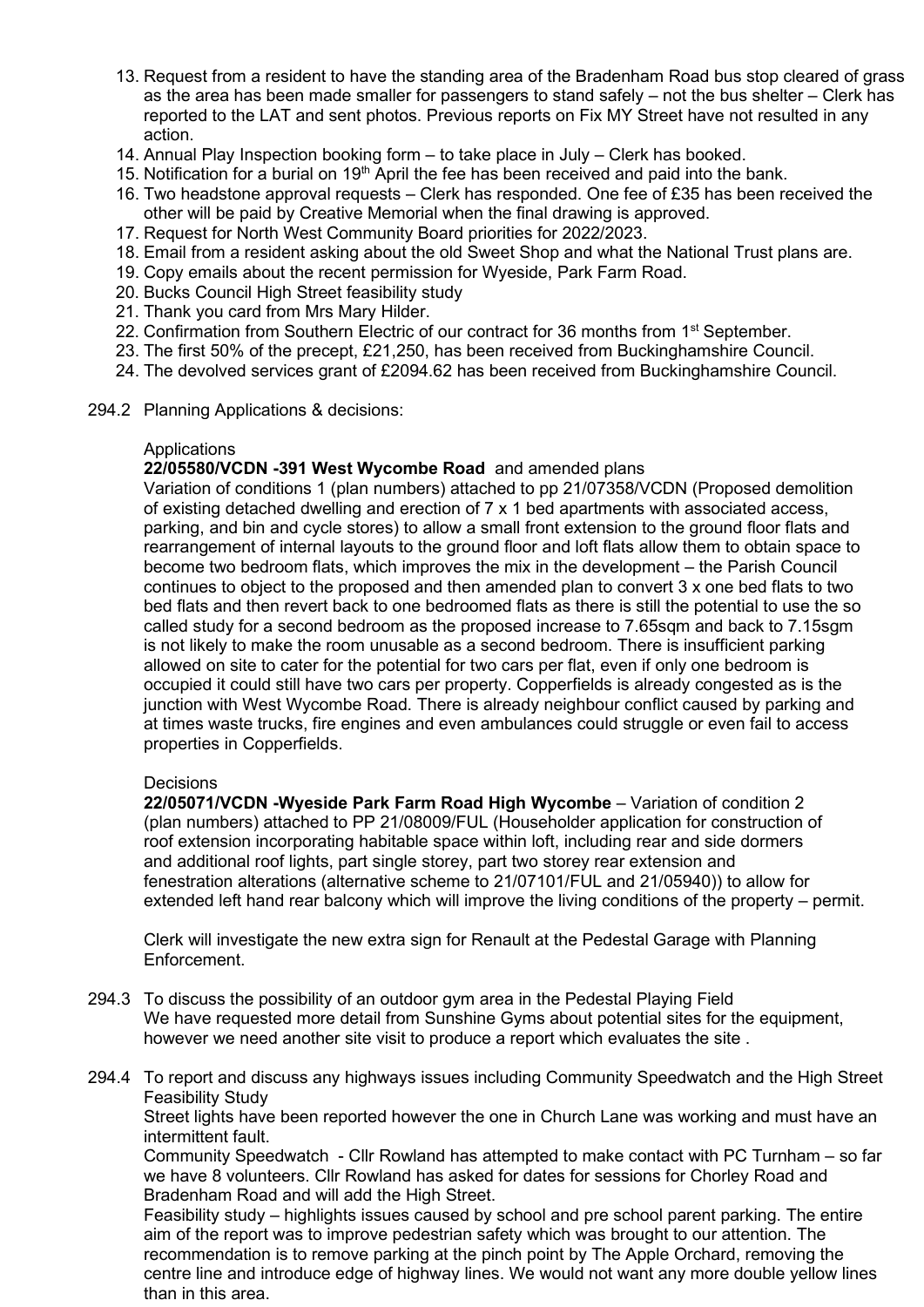13. Request from a resident to have the standing area of the Bradenham Road bus stop cleared of grass as the area has been made smaller for passengers to stand safely – not the bus shelter – Clerk has reported to the LAT and sent photos. Previous reports on Fix MY Street have not resulted in any action.
14. Annual Play Inspection booking form – to take place in July – Clerk has booked.
15. Notification for a burial on 19th April the fee has been received and paid into the bank.
16. Two headstone approval requests – Clerk has responded. One fee of £35 has been received the other will be paid by Creative Memorial when the final drawing is approved.
17. Request for North West Community Board priorities for 2022/2023.
18. Email from a resident asking about the old Sweet Shop and what the National Trust plans are.
19. Copy emails about the recent permission for Wyeside, Park Farm Road.
20. Bucks Council High Street feasibility study
21. Thank you card from Mrs Mary Hilder.
22. Confirmation from Southern Electric of our contract for 36 months from 1st September.
23. The first 50% of the precept, £21,250, has been received from Buckinghamshire Council.
24. The devolved services grant of £2094.62 has been received from Buckinghamshire Council.

294.2 Planning Applications & decisions:

Applications

**22/05580/VCDN -391 West Wycombe Road** and amended plans
Variation of conditions 1 (plan numbers) attached to pp 21/07358/VCDN (Proposed demolition of existing detached dwelling and erection of 7 x 1 bed apartments with associated access, parking, and bin and cycle stores) to allow a small front extension to the ground floor flats and rearrangement of internal layouts to the ground floor and loft flats allow them to obtain space to become two bedroom flats, which improves the mix in the development – the Parish Council continues to object to the proposed and then amended plan to convert 3 x one bed flats to two bed flats and then revert back to one bedroomed flats as there is still the potential to use the so called study for a second bedroom as the proposed increase to 7.65sqm and back to 7.15sgm is not likely to make the room unusable as a second bedroom. There is insufficient parking allowed on site to cater for the potential for two cars per flat, even if only one bedroom is occupied it could still have two cars per property. Copperfields is already congested as is the junction with West Wycombe Road. There is already neighbour conflict caused by parking and at times waste trucks, fire engines and even ambulances could struggle or even fail to access properties in Copperfields.

Decisions

**22/05071/VCDN -Wyeside Park Farm Road High Wycombe** – Variation of condition 2 (plan numbers) attached to PP 21/08009/FUL (Householder application for construction of roof extension incorporating habitable space within loft, including rear and side dormers and additional roof lights, part single storey, part two storey rear extension and fenestration alterations (alternative scheme to 21/07101/FUL and 21/05940)) to allow for extended left hand rear balcony which will improve the living conditions of the property – permit.

Clerk will investigate the new extra sign for Renault at the Pedestal Garage with Planning Enforcement.

294.3 To discuss the possibility of an outdoor gym area in the Pedestal Playing Field
We have requested more detail from Sunshine Gyms about potential sites for the equipment, however we need another site visit to produce a report which evaluates the site .

294.4 To report and discuss any highways issues including Community Speedwatch and the High Street Feasibility Study
Street lights have been reported however the one in Church Lane was working and must have an intermittent fault.
Community Speedwatch - Cllr Rowland has attempted to make contact with PC Turnham – so far we have 8 volunteers. Cllr Rowland has asked for dates for sessions for Chorley Road and Bradenham Road and will add the High Street.
Feasibility study – highlights issues caused by school and pre school parent parking. The entire aim of the report was to improve pedestrian safety which was brought to our attention. The recommendation is to remove parking at the pinch point by The Apple Orchard, removing the centre line and introduce edge of highway lines. We would not want any more double yellow lines than in this area.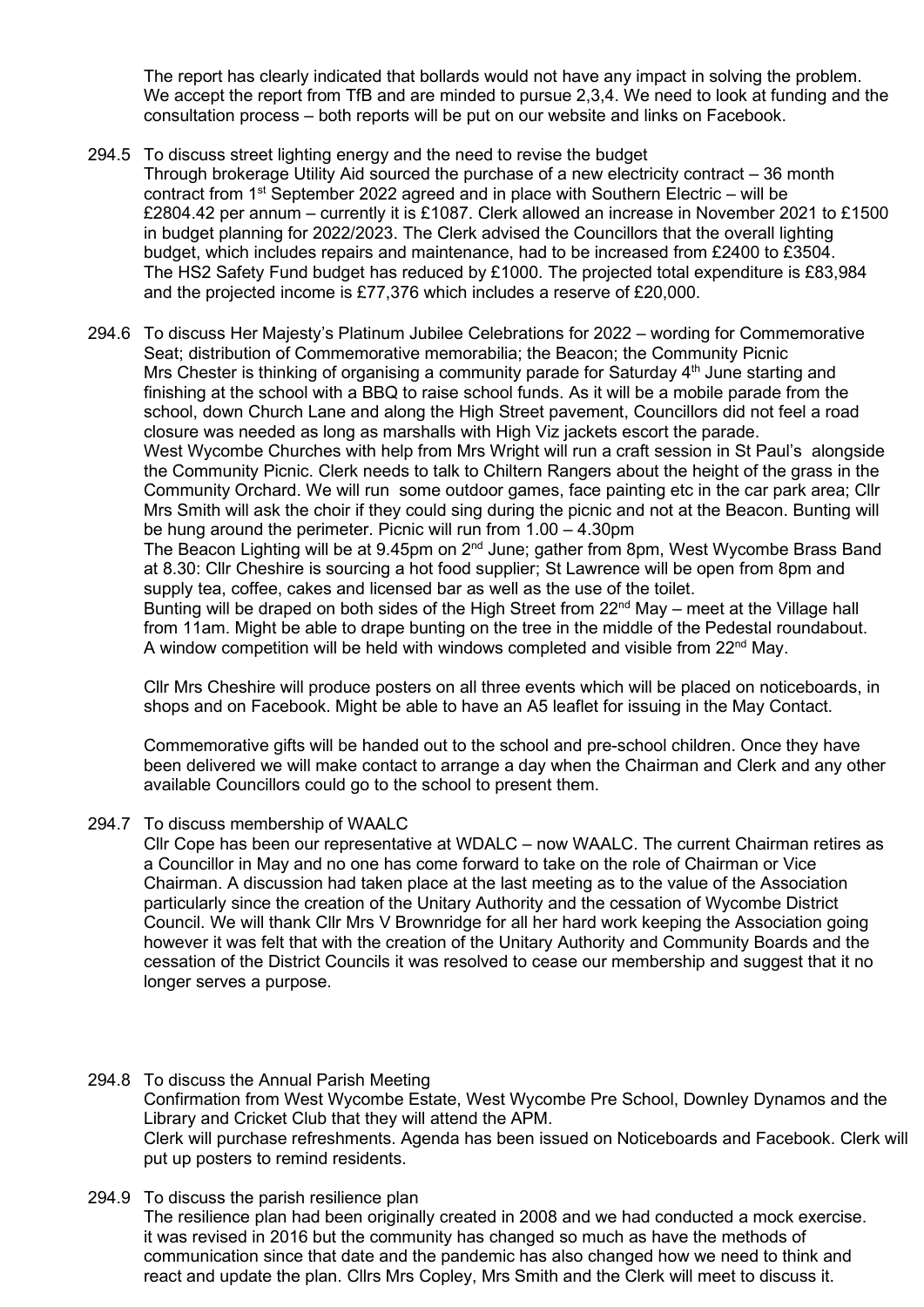The report has clearly indicated that bollards would not have any impact in solving the problem. We accept the report from TfB and are minded to pursue 2,3,4. We need to look at funding and the consultation process – both reports will be put on our website and links on Facebook.

294.5 To discuss street lighting energy and the need to revise the budget

Through brokerage Utility Aid sourced the purchase of a new electricity contract – 36 month contract from 1st September 2022 agreed and in place with Southern Electric – will be £2804.42 per annum – currently it is £1087. Clerk allowed an increase in November 2021 to £1500 in budget planning for 2022/2023. The Clerk advised the Councillors that the overall lighting budget, which includes repairs and maintenance, had to be increased from £2400 to £3504. The HS2 Safety Fund budget has reduced by £1000. The projected total expenditure is £83,984 and the projected income is £77,376 which includes a reserve of £20,000.

294.6 To discuss Her Majesty's Platinum Jubilee Celebrations for 2022 – wording for Commemorative Seat; distribution of Commemorative memorabilia; the Beacon; the Community Picnic

Mrs Chester is thinking of organising a community parade for Saturday 4th June starting and finishing at the school with a BBQ to raise school funds. As it will be a mobile parade from the school, down Church Lane and along the High Street pavement, Councillors did not feel a road closure was needed as long as marshalls with High Viz jackets escort the parade.

West Wycombe Churches with help from Mrs Wright will run a craft session in St Paul's alongside the Community Picnic. Clerk needs to talk to Chiltern Rangers about the height of the grass in the Community Orchard. We will run some outdoor games, face painting etc in the car park area; Cllr Mrs Smith will ask the choir if they could sing during the picnic and not at the Beacon. Bunting will be hung around the perimeter. Picnic will run from 1.00 – 4.30pm

The Beacon Lighting will be at 9.45pm on 2nd June; gather from 8pm, West Wycombe Brass Band at 8.30: Cllr Cheshire is sourcing a hot food supplier; St Lawrence will be open from 8pm and supply tea, coffee, cakes and licensed bar as well as the use of the toilet.

Bunting will be draped on both sides of the High Street from 22nd May – meet at the Village hall from 11am. Might be able to drape bunting on the tree in the middle of the Pedestal roundabout. A window competition will be held with windows completed and visible from 22nd May.

Cllr Mrs Cheshire will produce posters on all three events which will be placed on noticeboards, in shops and on Facebook. Might be able to have an A5 leaflet for issuing in the May Contact.

Commemorative gifts will be handed out to the school and pre-school children. Once they have been delivered we will make contact to arrange a day when the Chairman and Clerk and any other available Councillors could go to the school to present them.

294.7 To discuss membership of WAALC

Cllr Cope has been our representative at WDALC – now WAALC. The current Chairman retires as a Councillor in May and no one has come forward to take on the role of Chairman or Vice Chairman. A discussion had taken place at the last meeting as to the value of the Association particularly since the creation of the Unitary Authority and the cessation of Wycombe District Council. We will thank Cllr Mrs V Brownridge for all her hard work keeping the Association going however it was felt that with the creation of the Unitary Authority and Community Boards and the cessation of the District Councils it was resolved to cease our membership and suggest that it no longer serves a purpose.

294.8 To discuss the Annual Parish Meeting

Confirmation from West Wycombe Estate, West Wycombe Pre School, Downley Dynamos and the Library and Cricket Club that they will attend the APM.

Clerk will purchase refreshments. Agenda has been issued on Noticeboards and Facebook. Clerk will put up posters to remind residents.

294.9 To discuss the parish resilience plan

The resilience plan had been originally created in 2008 and we had conducted a mock exercise. it was revised in 2016 but the community has changed so much as have the methods of communication since that date and the pandemic has also changed how we need to think and react and update the plan. Cllrs Mrs Copley, Mrs Smith and the Clerk will meet to discuss it.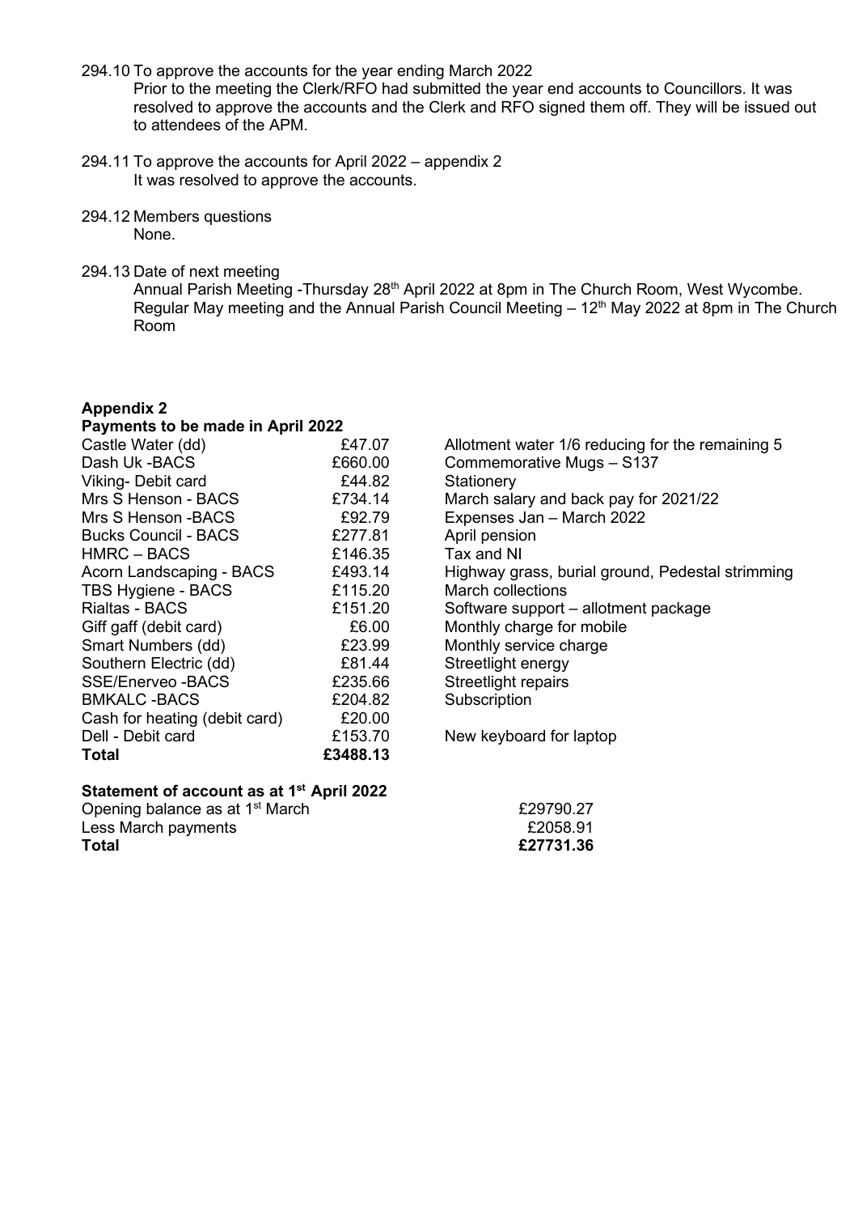294.10 To approve the accounts for the year ending March 2022

Prior to the meeting the Clerk/RFO had submitted the year end accounts to Councillors. It was resolved to approve the accounts and the Clerk and RFO signed them off. They will be issued out to attendees of the APM.

294.11 To approve the accounts for April 2022 – appendix 2

It was resolved to approve the accounts.

294.12 Members questions

None.

294.13 Date of next meeting

Annual Parish Meeting -Thursday 28th April 2022 at 8pm in The Church Room, West Wycombe. Regular May meeting and the Annual Parish Council Meeting – 12th May 2022 at 8pm in The Church Room

**Appendix 2**

**Payments to be made in April 2022**

| | | |
|---|---|---|
| Castle Water (dd) | £47.07 | Allotment water 1/6 reducing for the remaining 5 |
| Dash Uk -BACS | £660.00 | Commemorative Mugs – S137 |
| Viking- Debit card | £44.82 | Stationery |
| Mrs S Henson - BACS | £734.14 | March salary and back pay for 2021/22 |
| Mrs S Henson -BACS | £92.79 | Expenses Jan – March 2022 |
| Bucks Council - BACS | £277.81 | April pension |
| HMRC – BACS | £146.35 | Tax and NI |
| Acorn Landscaping - BACS | £493.14 | Highway grass, burial ground, Pedestal strimming |
| TBS Hygiene - BACS | £115.20 | March collections |
| Rialtas - BACS | £151.20 | Software support – allotment package |
| Giff gaff (debit card) | £6.00 | Monthly charge for mobile |
| Smart Numbers (dd) | £23.99 | Monthly service charge |
| Southern Electric (dd) | £81.44 | Streetlight energy |
| SSE/Enerveo -BACS | £235.66 | Streetlight repairs |
| BMKALC -BACS | £204.82 | Subscription |
| Cash for heating (debit card) | £20.00 | |
| Dell - Debit card | £153.70 | New keyboard for laptop |
| **Total** | **£3488.13** | |

**Statement of account as at 1st April 2022**

| | |
|---|---|
| Opening balance as at 1st March | £29790.27 |
| Less March payments | £2058.91 |
| **Total** | **£27731.36** |